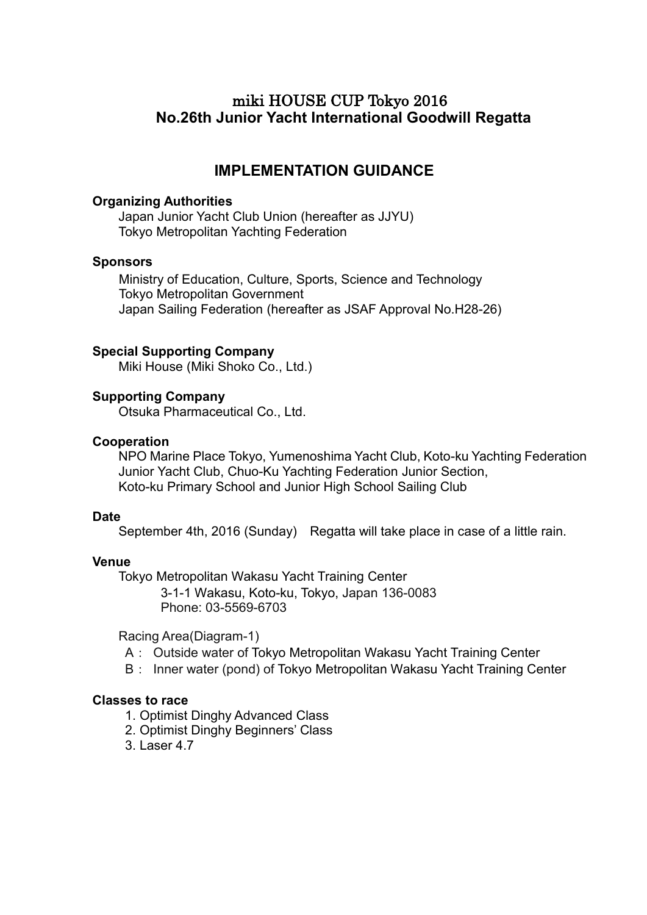# miki HOUSE CUP Tokyo 2016
# No.26th Junior Yacht International Goodwill Regatta

## IMPLEMENTATION GUIDANCE

**Organizing Authorities**

Japan Junior Yacht Club Union (hereafter as JJYU)
Tokyo Metropolitan Yachting Federation

**Sponsors**

Ministry of Education, Culture, Sports, Science and Technology
Tokyo Metropolitan Government
Japan Sailing Federation (hereafter as JSAF Approval No.H28-26)

**Special Supporting Company**

Miki House (Miki Shoko Co., Ltd.)

**Supporting Company**

Otsuka Pharmaceutical Co., Ltd.

**Cooperation**

NPO Marine Place Tokyo, Yumenoshima Yacht Club, Koto-ku Yachting Federation Junior Yacht Club, Chuo-Ku Yachting Federation Junior Section,
Koto-ku Primary School and Junior High School Sailing Club

**Date**

September 4th, 2016 (Sunday)　Regatta will take place in case of a little rain.

**Venue**

Tokyo Metropolitan Wakasu Yacht Training Center
3-1-1 Wakasu, Koto-ku, Tokyo, Japan 136-0083
Phone: 03-5569-6703

Racing Area(Diagram-1)

A : Outside water of Tokyo Metropolitan Wakasu Yacht Training Center
B : Inner water (pond) of Tokyo Metropolitan Wakasu Yacht Training Center

**Classes to race**

1. Optimist Dinghy Advanced Class
2. Optimist Dinghy Beginners' Class
3. Laser 4.7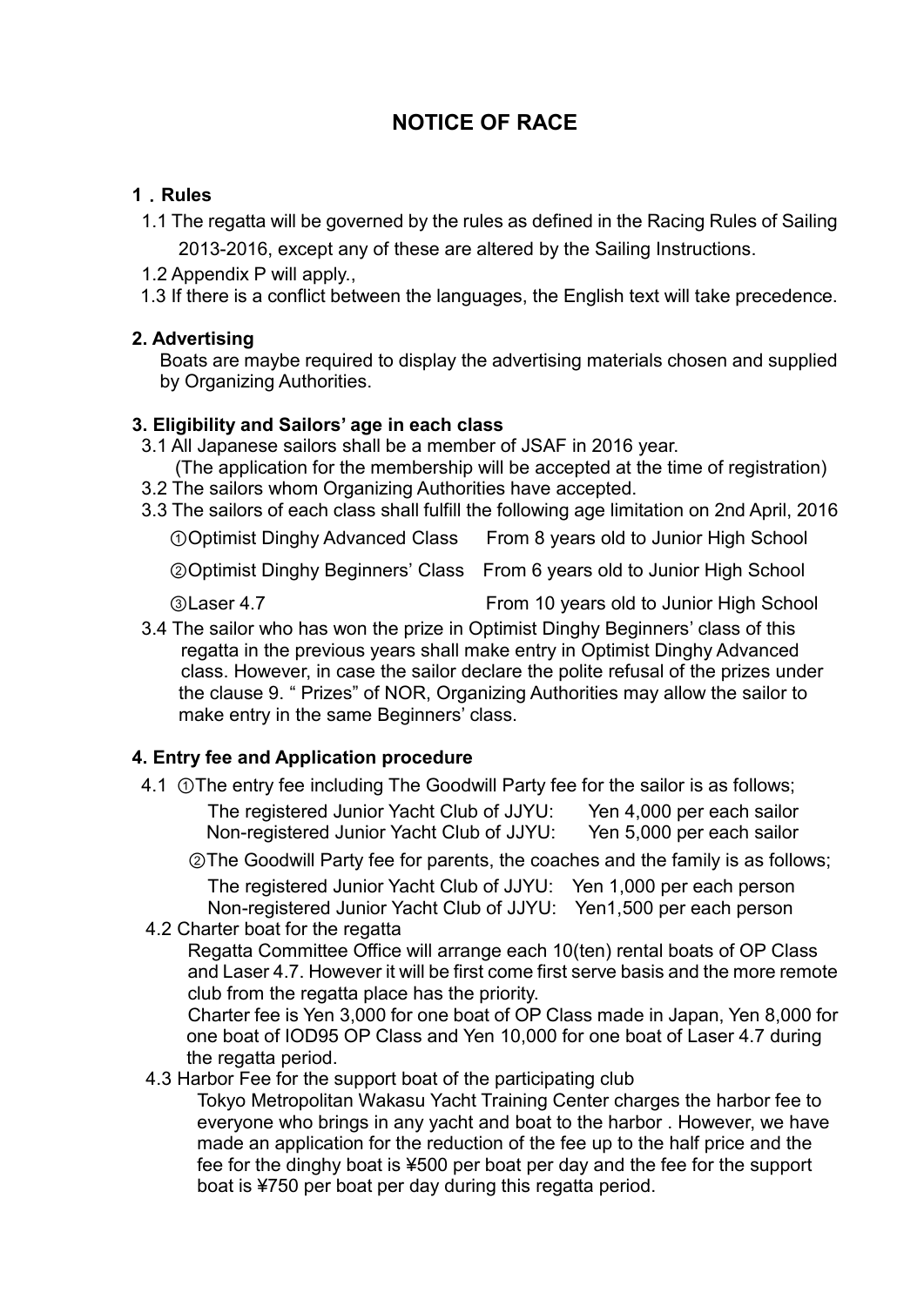# NOTICE OF RACE

## 1．Rules

1.1 The regatta will be governed by the rules as defined in the Racing Rules of Sailing 2013-2016, except any of these are altered by the Sailing Instructions.

1.2 Appendix P will apply.,

1.3 If there is a conflict between the languages, the English text will take precedence.

## 2. Advertising

Boats are maybe required to display the advertising materials chosen and supplied by Organizing Authorities.

## 3. Eligibility and Sailors' age in each class

3.1 All Japanese sailors shall be a member of JSAF in 2016 year.
(The application for the membership will be accepted at the time of registration)

3.2 The sailors whom Organizing Authorities have accepted.

3.3 The sailors of each class shall fulfill the following age limitation on 2nd April, 2016

| | |
|---|---|
| ①Optimist Dinghy Advanced Class | From 8 years old to Junior High School |
| ②Optimist Dinghy Beginners' Class | From 6 years old to Junior High School |
| ③Laser 4.7 | From 10 years old to Junior High School |

3.4 The sailor who has won the prize in Optimist Dinghy Beginners' class of this regatta in the previous years shall make entry in Optimist Dinghy Advanced class. However, in case the sailor declare the polite refusal of the prizes under the clause 9. " Prizes" of NOR, Organizing Authorities may allow the sailor to make entry in the same Beginners' class.

## 4. Entry fee and Application procedure

4.1 ①The entry fee including The Goodwill Party fee for the sailor is as follows;

| | |
|---|---|
| The registered Junior Yacht Club of JJYU: | Yen 4,000 per each sailor |
| Non-registered Junior Yacht Club of JJYU: | Yen 5,000 per each sailor |

②The Goodwill Party fee for parents, the coaches and the family is as follows;

| | |
|---|---|
| The registered Junior Yacht Club of JJYU: | Yen 1,000 per each person |
| Non-registered Junior Yacht Club of JJYU: | Yen1,500 per each person |

4.2 Charter boat for the regatta

Regatta Committee Office will arrange each 10(ten) rental boats of OP Class and Laser 4.7. However it will be first come first serve basis and the more remote club from the regatta place has the priority.

Charter fee is Yen 3,000 for one boat of OP Class made in Japan, Yen 8,000 for one boat of IOD95 OP Class and Yen 10,000 for one boat of Laser 4.7 during the regatta period.

4.3 Harbor Fee for the support boat of the participating club

Tokyo Metropolitan Wakasu Yacht Training Center charges the harbor fee to everyone who brings in any yacht and boat to the harbor . However, we have made an application for the reduction of the fee up to the half price and the fee for the dinghy boat is ¥500 per boat per day and the fee for the support boat is ¥750 per boat per day during this regatta period.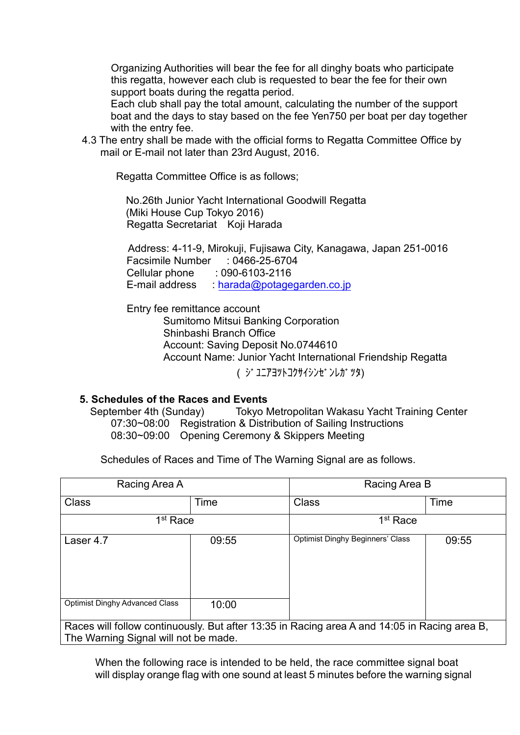Organizing Authorities will bear the fee for all dinghy boats who participate this regatta, however each club is requested to bear the fee for their own support boats during the regatta period.
Each club shall pay the total amount, calculating the number of the support boat and the days to stay based on the fee Yen750 per boat per day together with the entry fee.

4.3 The entry shall be made with the official forms to Regatta Committee Office by mail or E-mail not later than 23rd August, 2016.

Regatta Committee Office is as follows;

No.26th Junior Yacht International Goodwill Regatta
(Miki House Cup Tokyo 2016)
Regatta Secretariat　Koji Harada

Address: 4-11-9, Mirokuji, Fujisawa City, Kanagawa, Japan 251-0016
Facsimile Number　: 0466-25-6704
Cellular phone　: 090-6103-2116
E-mail address　: harada@potagegarden.co.jp

Entry fee remittance account
Sumitomo Mitsui Banking Corporation
Shinbashi Branch Office
Account: Saving Deposit No.0744610
Account Name: Junior Yacht International Friendship Regatta
(ｼﾞｭﾆｱﾖｯﾄｺｸｻｲｼﾝｾﾞﾝﾚｶﾞｯﾀ)

## 5. Schedules of the Races and Events

September 4th (Sunday)　　Tokyo Metropolitan Wakasu Yacht Training Center
07:30~08:00　Registration & Distribution of Sailing Instructions
08:30~09:00　Opening Ceremony & Skippers Meeting

Schedules of Races and Time of The Warning Signal are as follows.

| Racing Area A | | Racing Area B | |
|---|---|---|---|
| Class | Time | Class | Time |
| 1st Race | | 1st Race | |
| Laser 4.7 | 09:55 | Optimist Dinghy Beginners' Class | 09:55 |
| Optimist Dinghy Advanced Class | 10:00 | | |
| Races will follow continuously. But after 13:35 in Racing area A and 14:05 in Racing area B, The Warning Signal will not be made. | | | |

When the following race is intended to be held, the race committee signal boat will display orange flag with one sound at least 5 minutes before the warning signal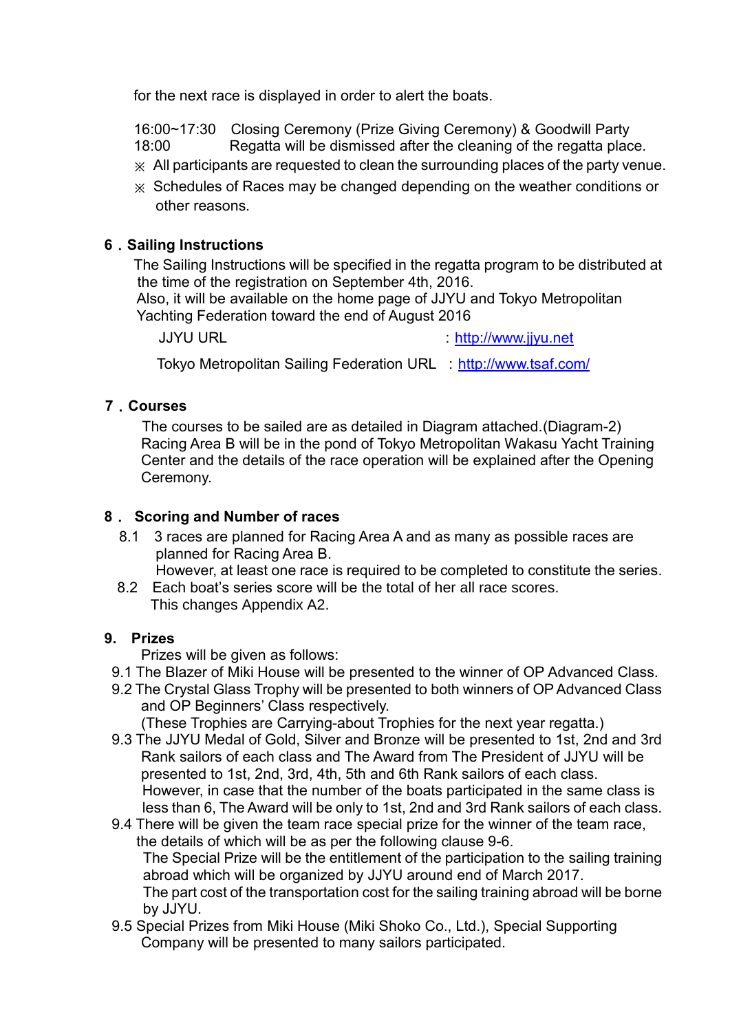for the next race is displayed in order to alert the boats.

16:00~17:30 Closing Ceremony (Prize Giving Ceremony) & Goodwill Party
18:00 Regatta will be dismissed after the cleaning of the regatta place.

※ All participants are requested to clean the surrounding places of the party venue.

※ Schedules of Races may be changed depending on the weather conditions or other reasons.

## 6．Sailing Instructions

The Sailing Instructions will be specified in the regatta program to be distributed at the time of the registration on September 4th, 2016.
Also, it will be available on the home page of JJYU and Tokyo Metropolitan Yachting Federation toward the end of August 2016

JJYU URL : http://www.jjyu.net

Tokyo Metropolitan Sailing Federation URL : http://www.tsaf.com/

## 7．Courses

The courses to be sailed are as detailed in Diagram attached.(Diagram-2)
Racing Area B will be in the pond of Tokyo Metropolitan Wakasu Yacht Training Center and the details of the race operation will be explained after the Opening Ceremony.

## 8． Scoring and Number of races

8.1 3 races are planned for Racing Area A and as many as possible races are planned for Racing Area B.
However, at least one race is required to be completed to constitute the series.

8.2 Each boat's series score will be the total of her all race scores.
This changes Appendix A2.

## 9. Prizes

Prizes will be given as follows:

9.1 The Blazer of Miki House will be presented to the winner of OP Advanced Class.

9.2 The Crystal Glass Trophy will be presented to both winners of OP Advanced Class and OP Beginners' Class respectively.
(These Trophies are Carrying-about Trophies for the next year regatta.)

9.3 The JJYU Medal of Gold, Silver and Bronze will be presented to 1st, 2nd and 3rd Rank sailors of each class and The Award from The President of JJYU will be presented to 1st, 2nd, 3rd, 4th, 5th and 6th Rank sailors of each class.
However, in case that the number of the boats participated in the same class is less than 6, The Award will be only to 1st, 2nd and 3rd Rank sailors of each class.

9.4 There will be given the team race special prize for the winner of the team race, the details of which will be as per the following clause 9-6.
The Special Prize will be the entitlement of the participation to the sailing training abroad which will be organized by JJYU around end of March 2017.
The part cost of the transportation cost for the sailing training abroad will be borne by JJYU.

9.5 Special Prizes from Miki House (Miki Shoko Co., Ltd.), Special Supporting Company will be presented to many sailors participated.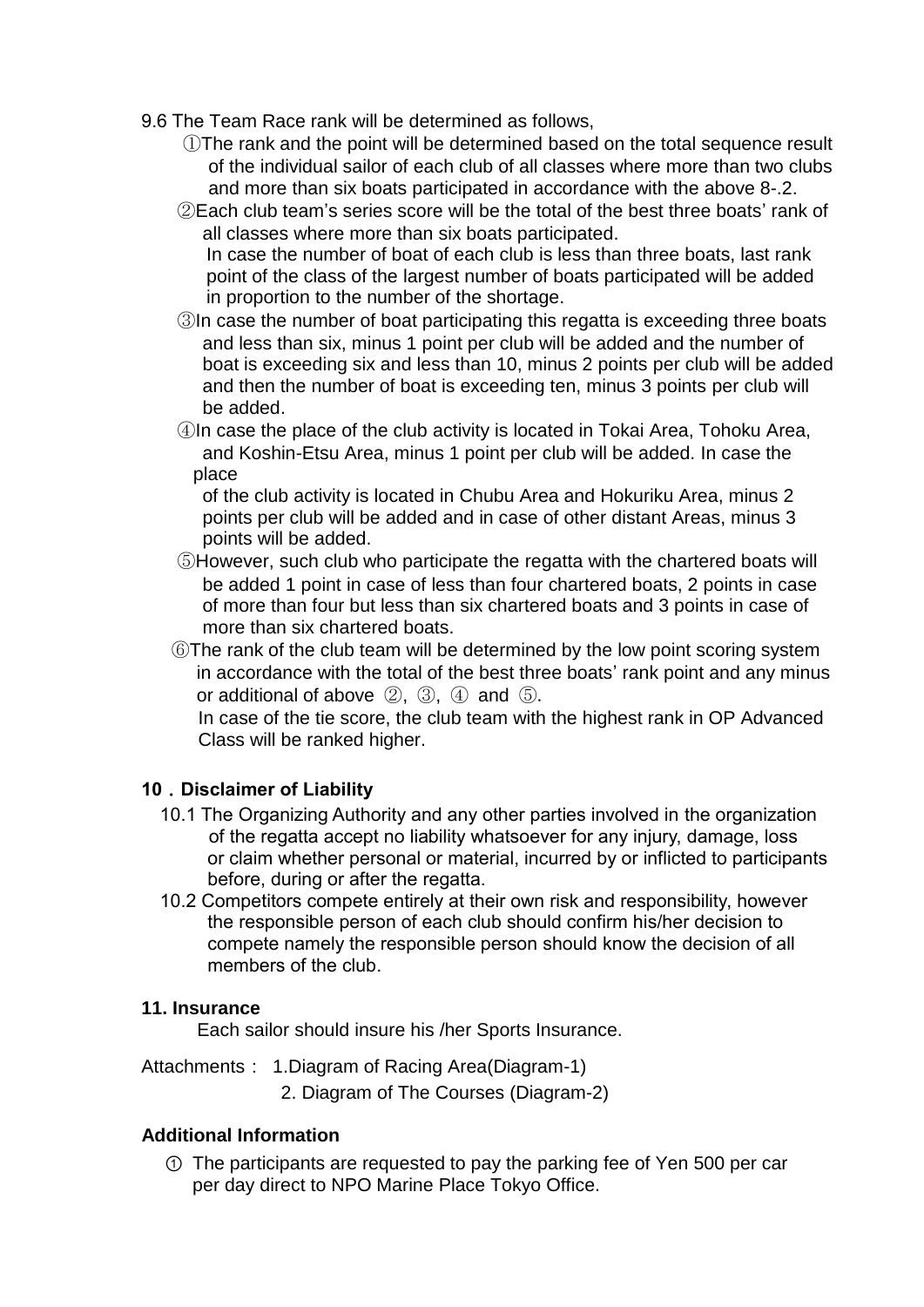9.6 The Team Race rank will be determined as follows,

①The rank and the point will be determined based on the total sequence result of the individual sailor of each club of all classes where more than two clubs and more than six boats participated in accordance with the above 8-.2.

②Each club team's series score will be the total of the best three boats' rank of all classes where more than six boats participated.
In case the number of boat of each club is less than three boats, last rank point of the class of the largest number of boats participated will be added in proportion to the number of the shortage.

③In case the number of boat participating this regatta is exceeding three boats and less than six, minus 1 point per club will be added and the number of boat is exceeding six and less than 10, minus 2 points per club will be added and then the number of boat is exceeding ten, minus 3 points per club will be added.

④In case the place of the club activity is located in Tokai Area, Tohoku Area, and Koshin-Etsu Area, minus 1 point per club will be added. In case the place
of the club activity is located in Chubu Area and Hokuriku Area, minus 2 points per club will be added and in case of other distant Areas, minus 3 points will be added.

⑤However, such club who participate the regatta with the chartered boats will be added 1 point in case of less than four chartered boats, 2 points in case of more than four but less than six chartered boats and 3 points in case of more than six chartered boats.

⑥The rank of the club team will be determined by the low point scoring system in accordance with the total of the best three boats' rank point and any minus or additional of above ②, ③, ④ and ⑤.
In case of the tie score, the club team with the highest rank in OP Advanced Class will be ranked higher.

## 10．Disclaimer of Liability

10.1 The Organizing Authority and any other parties involved in the organization of the regatta accept no liability whatsoever for any injury, damage, loss or claim whether personal or material, incurred by or inflicted to participants before, during or after the regatta.

10.2 Competitors compete entirely at their own risk and responsibility, however the responsible person of each club should confirm his/her decision to compete namely the responsible person should know the decision of all members of the club.

## 11. Insurance

Each sailor should insure his /her Sports Insurance.

Attachments： 1.Diagram of Racing Area(Diagram-1)
2. Diagram of The Courses (Diagram-2)

## Additional Information

① The participants are requested to pay the parking fee of Yen 500 per car per day direct to NPO Marine Place Tokyo Office.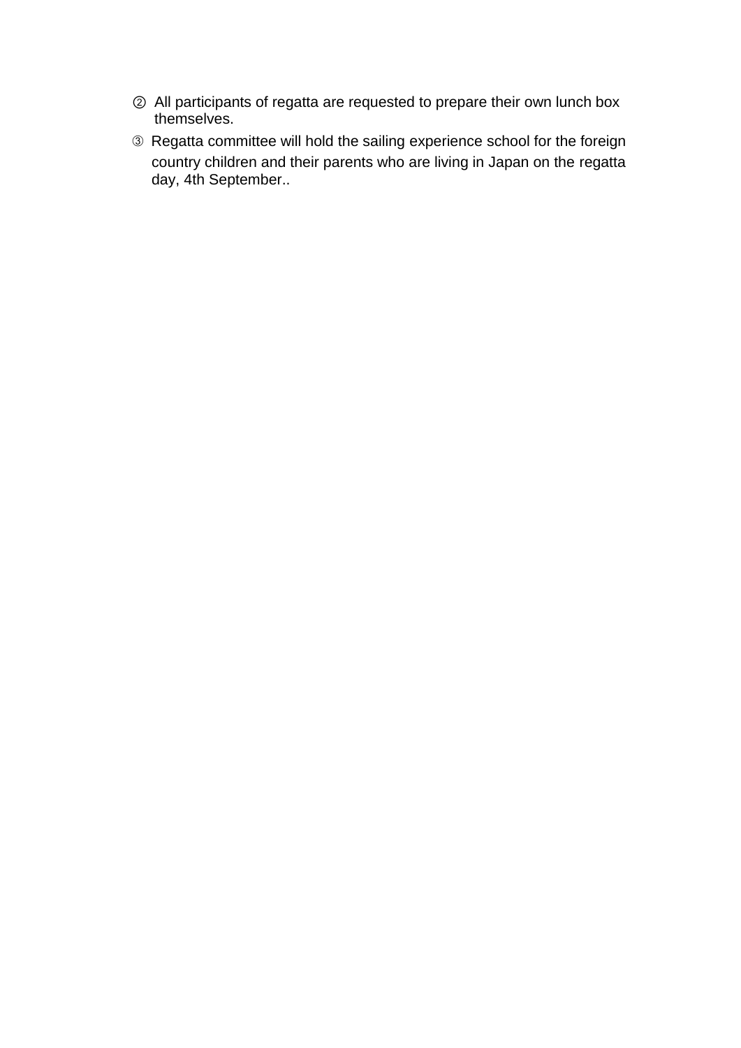② All participants of regatta are requested to prepare their own lunch box themselves.

③ Regatta committee will hold the sailing experience school for the foreign country children and their parents who are living in Japan on the regatta day, 4th September..